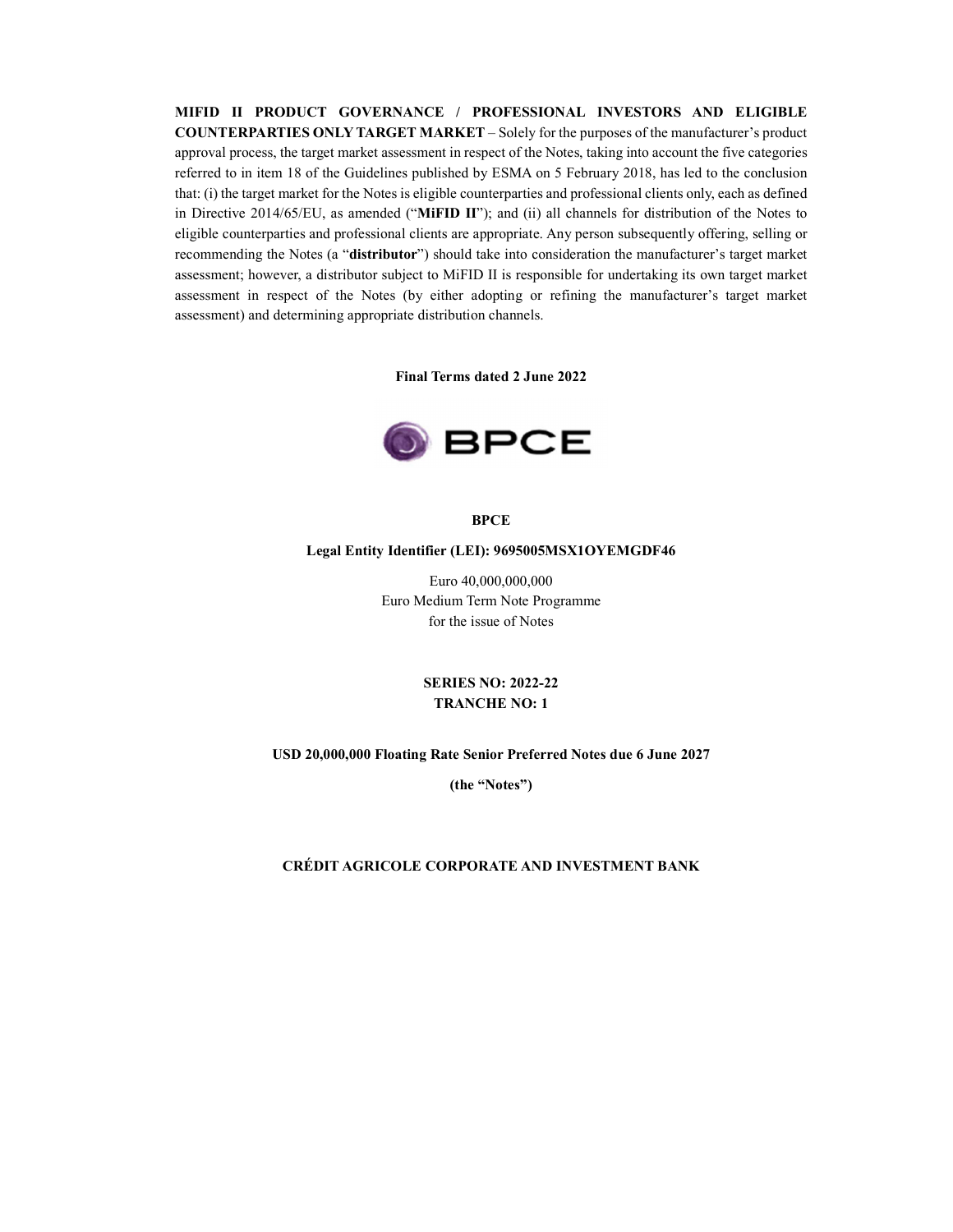**MIFID II PRODUCT GOVERNANCE / PROFESSIONAL INVESTORS AND ELIGIBLE COUNTERPARTIES ONLY TARGET MARKET** – Solely for the purposes of the manufacturer's product approval process, the target market assessment in respect of the Notes, taking into account the five categories referred to in item 18 of the Guidelines published by ESMA on 5 February 2018, has led to the conclusion that: (i) the target market for the Notes is eligible counterparties and professional clients only, each as defined in Directive 2014/65/EU, as amended ("**MiFID II**"); and (ii) all channels for distribution of the Notes to eligible counterparties and professional clients are appropriate. Any person subsequently offering, selling or recommending the Notes (a "**distributor**") should take into consideration the manufacturer's target market assessment; however, a distributor subject to MiFID II is responsible for undertaking its own target market assessment in respect of the Notes (by either adopting or refining the manufacturer's target market assessment) and determining appropriate distribution channels.

**Final Terms dated 2 June 2022**

BPCE

**BPCE**

**Legal Entity Identifier (LEI): 9695005MSX1OYEMGDF46**

Euro 40,000,000,000
Euro Medium Term Note Programme
for the issue of Notes

**SERIES NO: 2022-22**
**TRANCHE NO: 1**

**USD 20,000,000 Floating Rate Senior Preferred Notes due 6 June 2027**

**(the "Notes")**

**CRÉDIT AGRICOLE CORPORATE AND INVESTMENT BANK**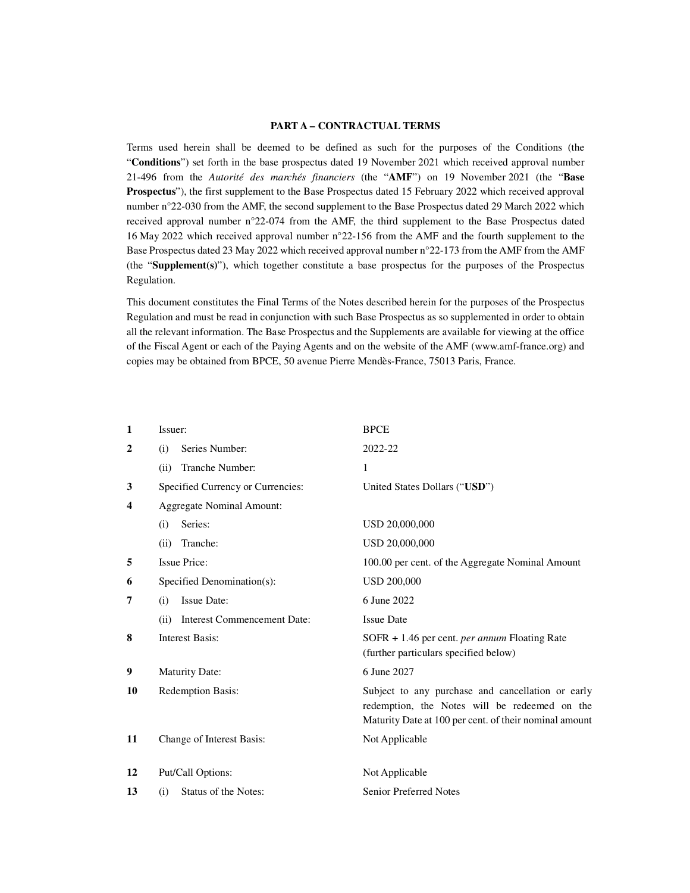## PART A – CONTRACTUAL TERMS

Terms used herein shall be deemed to be defined as such for the purposes of the Conditions (the "**Conditions**") set forth in the base prospectus dated 19 November 2021 which received approval number 21-496 from the *Autorité des marchés financiers* (the "**AMF**") on 19 November 2021 (the "**Base Prospectus**"), the first supplement to the Base Prospectus dated 15 February 2022 which received approval number n°22-030 from the AMF, the second supplement to the Base Prospectus dated 29 March 2022 which received approval number n°22-074 from the AMF, the third supplement to the Base Prospectus dated 16 May 2022 which received approval number n°22-156 from the AMF and the fourth supplement to the Base Prospectus dated 23 May 2022 which received approval number n°22-173 from the AMF from the AMF (the "**Supplement(s)**"), which together constitute a base prospectus for the purposes of the Prospectus Regulation.

This document constitutes the Final Terms of the Notes described herein for the purposes of the Prospectus Regulation and must be read in conjunction with such Base Prospectus as so supplemented in order to obtain all the relevant information. The Base Prospectus and the Supplements are available for viewing at the office of the Fiscal Agent or each of the Paying Agents and on the website of the AMF (www.amf-france.org) and copies may be obtained from BPCE, 50 avenue Pierre Mendès-France, 75013 Paris, France.

| | | |
|---|---|---|
| **1** | Issuer: | BPCE |
| **2** | (i) Series Number: | 2022-22 |
| | (ii) Tranche Number: | 1 |
| **3** | Specified Currency or Currencies: | United States Dollars ("**USD**") |
| **4** | Aggregate Nominal Amount: | |
| | (i) Series: | USD 20,000,000 |
| | (ii) Tranche: | USD 20,000,000 |
| **5** | Issue Price: | 100.00 per cent. of the Aggregate Nominal Amount |
| **6** | Specified Denomination(s): | USD 200,000 |
| **7** | (i) Issue Date: | 6 June 2022 |
| | (ii) Interest Commencement Date: | Issue Date |
| **8** | Interest Basis: | SOFR + 1.46 per cent. *per annum* Floating Rate (further particulars specified below) |
| **9** | Maturity Date: | 6 June 2027 |
| **10** | Redemption Basis: | Subject to any purchase and cancellation or early redemption, the Notes will be redeemed on the Maturity Date at 100 per cent. of their nominal amount |
| **11** | Change of Interest Basis: | Not Applicable |
| **12** | Put/Call Options: | Not Applicable |
| **13** | (i) Status of the Notes: | Senior Preferred Notes |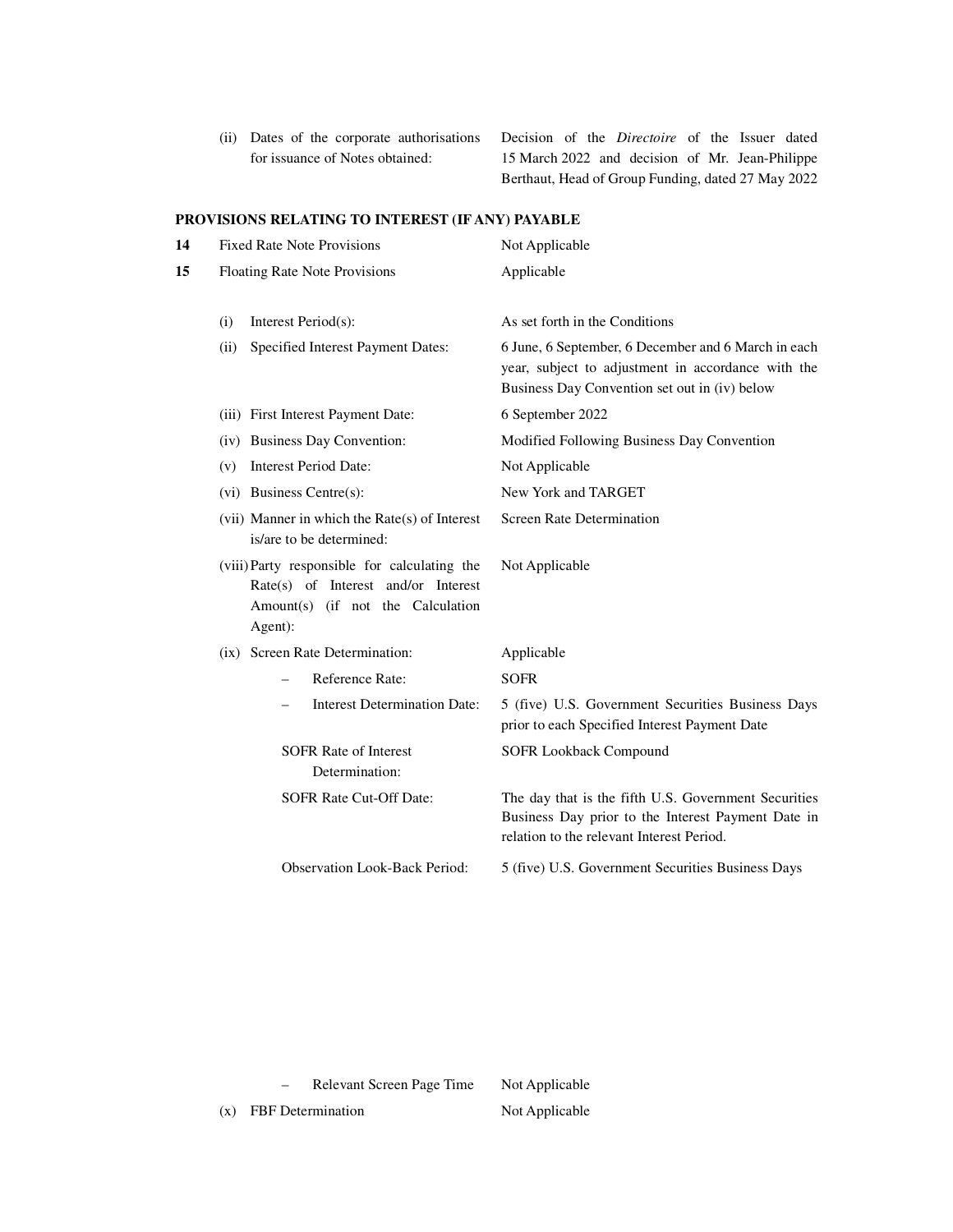| | | |
|---|---|---|
| | (ii) Dates of the corporate authorisations for issuance of Notes obtained: | Decision of the *Directoire* of the Issuer dated 15 March 2022 and decision of Mr. Jean-Philippe Berthaut, Head of Group Funding, dated 27 May 2022 |

**PROVISIONS RELATING TO INTEREST (IF ANY) PAYABLE**

| | | |
|---|---|---|
| **14** | Fixed Rate Note Provisions | Not Applicable |
| **15** | Floating Rate Note Provisions | Applicable |
| | (i) Interest Period(s): | As set forth in the Conditions |
| | (ii) Specified Interest Payment Dates: | 6 June, 6 September, 6 December and 6 March in each year, subject to adjustment in accordance with the Business Day Convention set out in (iv) below |
| | (iii) First Interest Payment Date: | 6 September 2022 |
| | (iv) Business Day Convention: | Modified Following Business Day Convention |
| | (v) Interest Period Date: | Not Applicable |
| | (vi) Business Centre(s): | New York and TARGET |
| | (vii) Manner in which the Rate(s) of Interest is/are to be determined: | Screen Rate Determination |
| | (viii) Party responsible for calculating the Rate(s) of Interest and/or Interest Amount(s) (if not the Calculation Agent): | Not Applicable |
| | (ix) Screen Rate Determination: | Applicable |
| | – Reference Rate: | SOFR |
| | – Interest Determination Date: | 5 (five) U.S. Government Securities Business Days prior to each Specified Interest Payment Date |
| | SOFR Rate of Interest Determination: | SOFR Lookback Compound |
| | SOFR Rate Cut-Off Date: | The day that is the fifth U.S. Government Securities Business Day prior to the Interest Payment Date in relation to the relevant Interest Period. |
| | Observation Look-Back Period: | 5 (five) U.S. Government Securities Business Days |
| | – Relevant Screen Page Time | Not Applicable |
| | (x) FBF Determination | Not Applicable |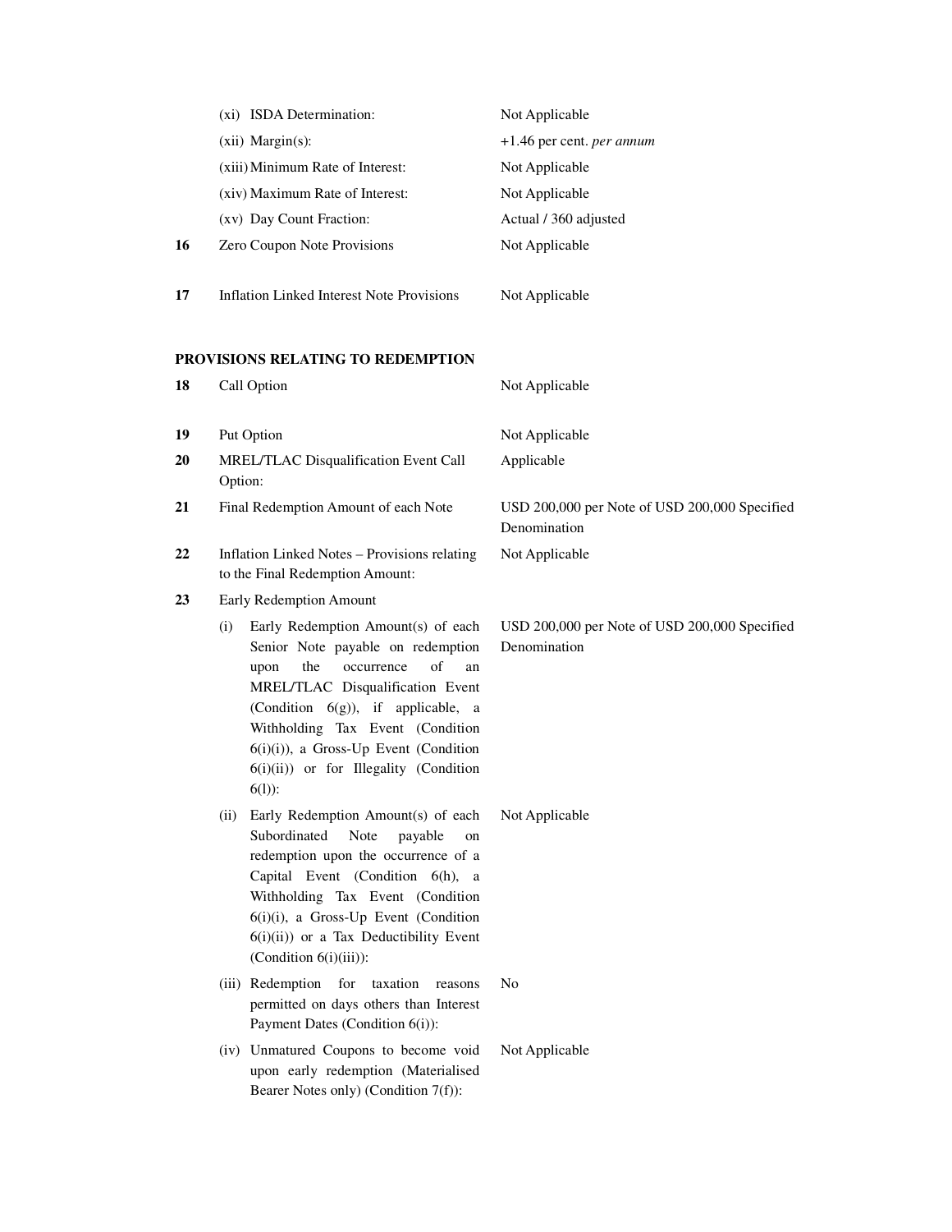| | | |
|---|---|---|
| | (xi) ISDA Determination: | Not Applicable |
| | (xii) Margin(s): | +1.46 per cent. *per annum* |
| | (xiii) Minimum Rate of Interest: | Not Applicable |
| | (xiv) Maximum Rate of Interest: | Not Applicable |
| | (xv) Day Count Fraction: | Actual / 360 adjusted |
| **16** | Zero Coupon Note Provisions | Not Applicable |
| **17** | Inflation Linked Interest Note Provisions | Not Applicable |

**PROVISIONS RELATING TO REDEMPTION**

| | | |
|---|---|---|
| **18** | Call Option | Not Applicable |
| **19** | Put Option | Not Applicable |
| **20** | MREL/TLAC Disqualification Event Call Option: | Applicable |
| **21** | Final Redemption Amount of each Note | USD 200,000 per Note of USD 200,000 Specified Denomination |
| **22** | Inflation Linked Notes – Provisions relating to the Final Redemption Amount: | Not Applicable |
| **23** | Early Redemption Amount | |
| | (i) Early Redemption Amount(s) of each Senior Note payable on redemption upon the occurrence of an MREL/TLAC Disqualification Event (Condition 6(g)), if applicable, a Withholding Tax Event (Condition 6(i)(i)), a Gross-Up Event (Condition 6(i)(ii)) or for Illegality (Condition 6(l)): | USD 200,000 per Note of USD 200,000 Specified Denomination |
| | (ii) Early Redemption Amount(s) of each Subordinated Note payable on redemption upon the occurrence of a Capital Event (Condition 6(h), a Withholding Tax Event (Condition 6(i)(i), a Gross-Up Event (Condition 6(i)(ii)) or a Tax Deductibility Event (Condition 6(i)(iii)): | Not Applicable |
| | (iii) Redemption for taxation reasons permitted on days others than Interest Payment Dates (Condition 6(i)): | No |
| | (iv) Unmatured Coupons to become void upon early redemption (Materialised Bearer Notes only) (Condition 7(f)): | Not Applicable |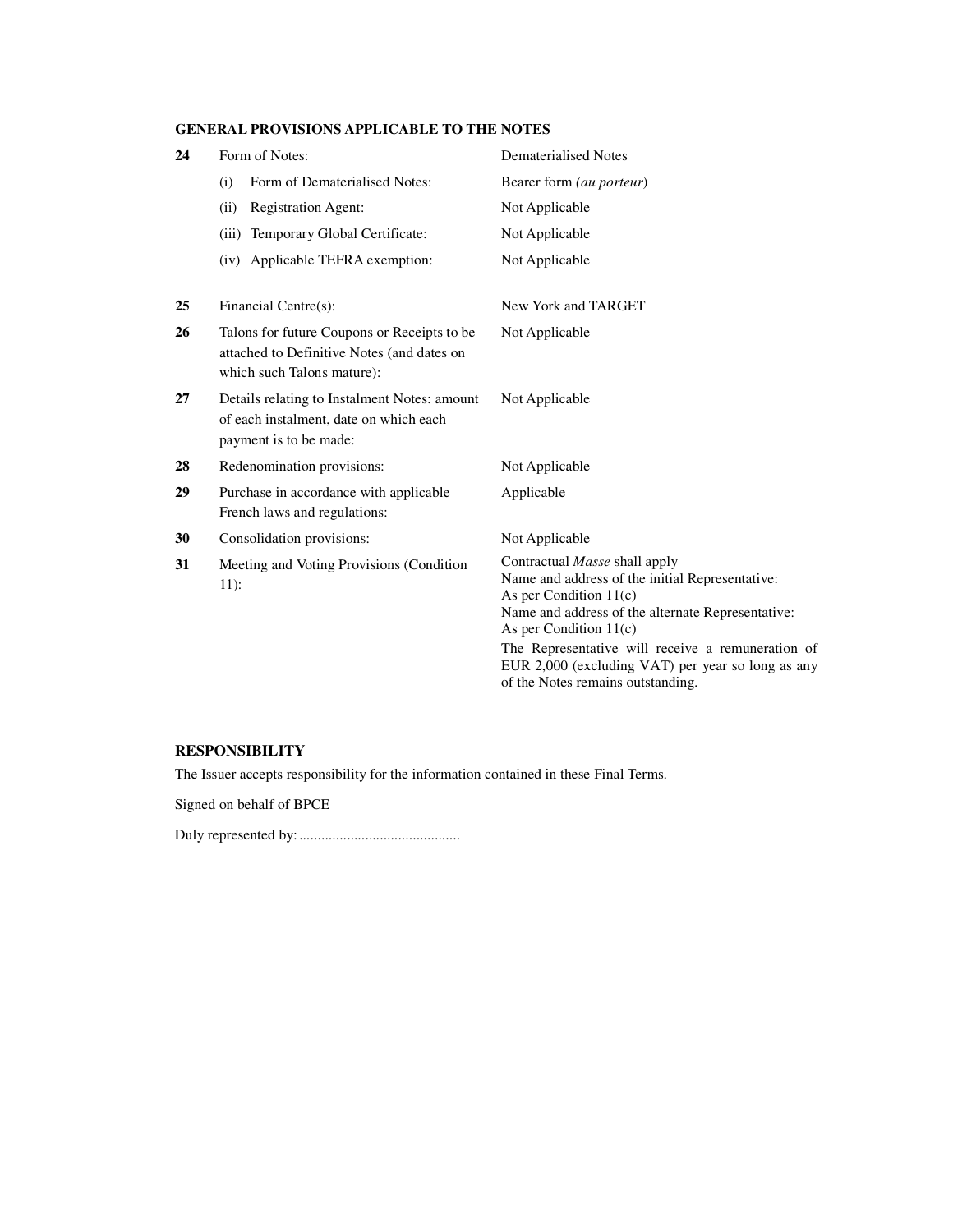## GENERAL PROVISIONS APPLICABLE TO THE NOTES

| | | |
|---|---|---|
| **24** | Form of Notes: | Dematerialised Notes |
| | (i) Form of Dematerialised Notes: | Bearer form *(au porteur)* |
| | (ii) Registration Agent: | Not Applicable |
| | (iii) Temporary Global Certificate: | Not Applicable |
| | (iv) Applicable TEFRA exemption: | Not Applicable |
| **25** | Financial Centre(s): | New York and TARGET |
| **26** | Talons for future Coupons or Receipts to be attached to Definitive Notes (and dates on which such Talons mature): | Not Applicable |
| **27** | Details relating to Instalment Notes: amount of each instalment, date on which each payment is to be made: | Not Applicable |
| **28** | Redenomination provisions: | Not Applicable |
| **29** | Purchase in accordance with applicable French laws and regulations: | Applicable |
| **30** | Consolidation provisions: | Not Applicable |
| **31** | Meeting and Voting Provisions (Condition 11): | Contractual *Masse* shall apply<br>Name and address of the initial Representative:<br>As per Condition 11(c)<br>Name and address of the alternate Representative:<br>As per Condition 11(c)<br>The Representative will receive a remuneration of EUR 2,000 (excluding VAT) per year so long as any of the Notes remains outstanding. |

## RESPONSIBILITY

The Issuer accepts responsibility for the information contained in these Final Terms.

Signed on behalf of BPCE

Duly represented by: ............................................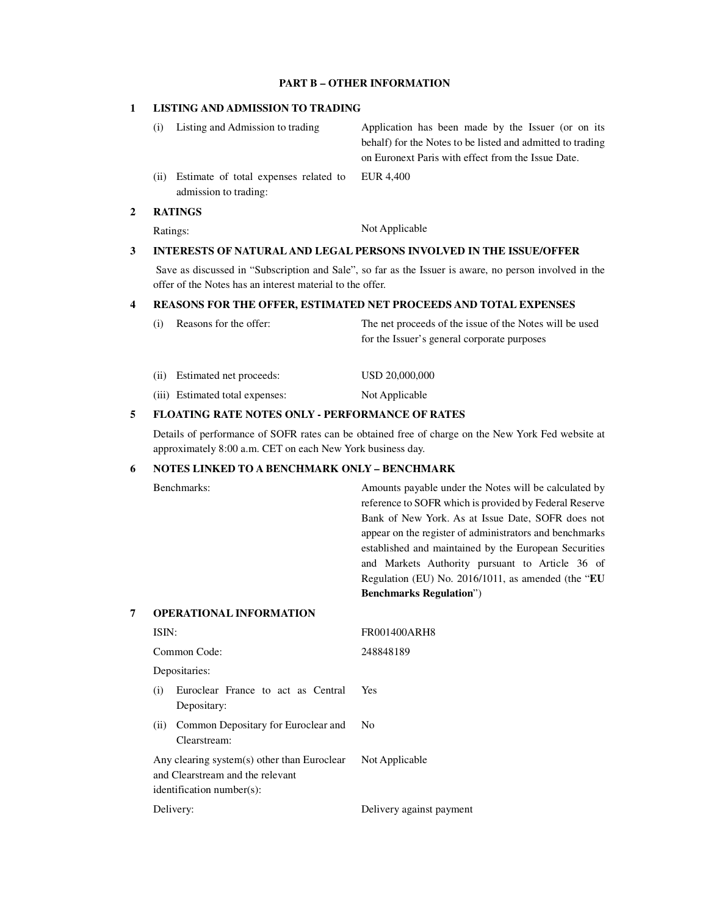## PART B – OTHER INFORMATION

### 1 LISTING AND ADMISSION TO TRADING

| | |
|---|---|
| (i) Listing and Admission to trading | Application has been made by the Issuer (or on its behalf) for the Notes to be listed and admitted to trading on Euronext Paris with effect from the Issue Date. |
| (ii) Estimate of total expenses related to admission to trading: | EUR 4,400 |

### 2 RATINGS

| | |
|---|---|
| Ratings: | Not Applicable |

### 3 INTERESTS OF NATURAL AND LEGAL PERSONS INVOLVED IN THE ISSUE/OFFER

Save as discussed in "Subscription and Sale", so far as the Issuer is aware, no person involved in the offer of the Notes has an interest material to the offer.

### 4 REASONS FOR THE OFFER, ESTIMATED NET PROCEEDS AND TOTAL EXPENSES

| | |
|---|---|
| (i) Reasons for the offer: | The net proceeds of the issue of the Notes will be used for the Issuer's general corporate purposes |
| (ii) Estimated net proceeds: | USD 20,000,000 |
| (iii) Estimated total expenses: | Not Applicable |

### 5 FLOATING RATE NOTES ONLY - PERFORMANCE OF RATES

Details of performance of SOFR rates can be obtained free of charge on the New York Fed website at approximately 8:00 a.m. CET on each New York business day.

### 6 NOTES LINKED TO A BENCHMARK ONLY – BENCHMARK

| | |
|---|---|
| Benchmarks: | Amounts payable under the Notes will be calculated by reference to SOFR which is provided by Federal Reserve Bank of New York. As at Issue Date, SOFR does not appear on the register of administrators and benchmarks established and maintained by the European Securities and Markets Authority pursuant to Article 36 of Regulation (EU) No. 2016/1011, as amended (the "**EU Benchmarks Regulation**") |

### 7 OPERATIONAL INFORMATION

| | |
|---|---|
| ISIN: | FR001400ARH8 |
| Common Code: | 248848189 |
| Depositaries: | |
| (i) Euroclear France to act as Central Depositary: | Yes |
| (ii) Common Depositary for Euroclear and Clearstream: | No |
| Any clearing system(s) other than Euroclear and Clearstream and the relevant identification number(s): | Not Applicable |
| Delivery: | Delivery against payment |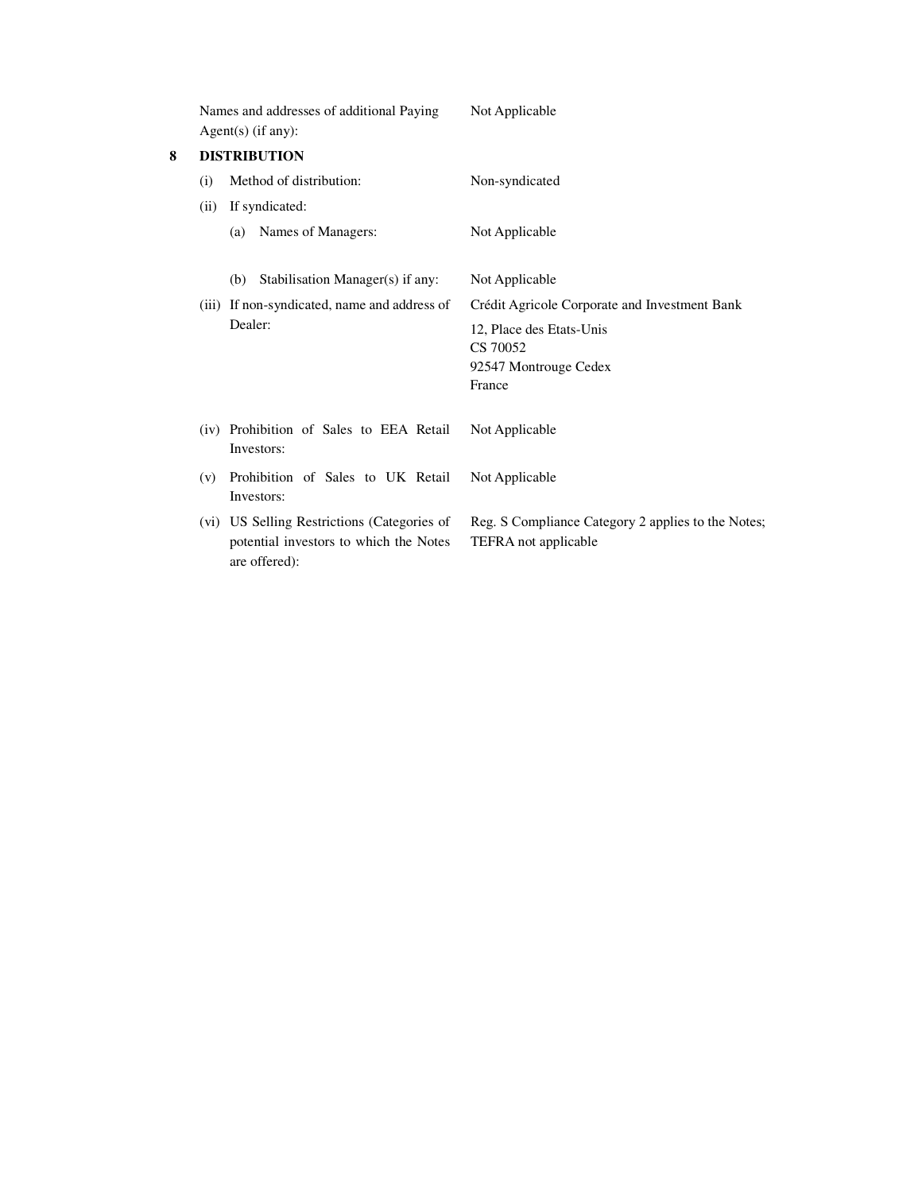| | |
|---|---|
| Names and addresses of additional Paying Agent(s) (if any): | Not Applicable |

## 8 DISTRIBUTION

| | |
|---|---|
| (i) Method of distribution: | Non-syndicated |
| (ii) If syndicated: | |
| (a) Names of Managers: | Not Applicable |
| (b) Stabilisation Manager(s) if any: | Not Applicable |
| (iii) If non-syndicated, name and address of Dealer: | Crédit Agricole Corporate and Investment Bank<br>12, Place des Etats-Unis<br>CS 70052<br>92547 Montrouge Cedex<br>France |
| (iv) Prohibition of Sales to EEA Retail Investors: | Not Applicable |
| (v) Prohibition of Sales to UK Retail Investors: | Not Applicable |
| (vi) US Selling Restrictions (Categories of potential investors to which the Notes are offered): | Reg. S Compliance Category 2 applies to the Notes; TEFRA not applicable |